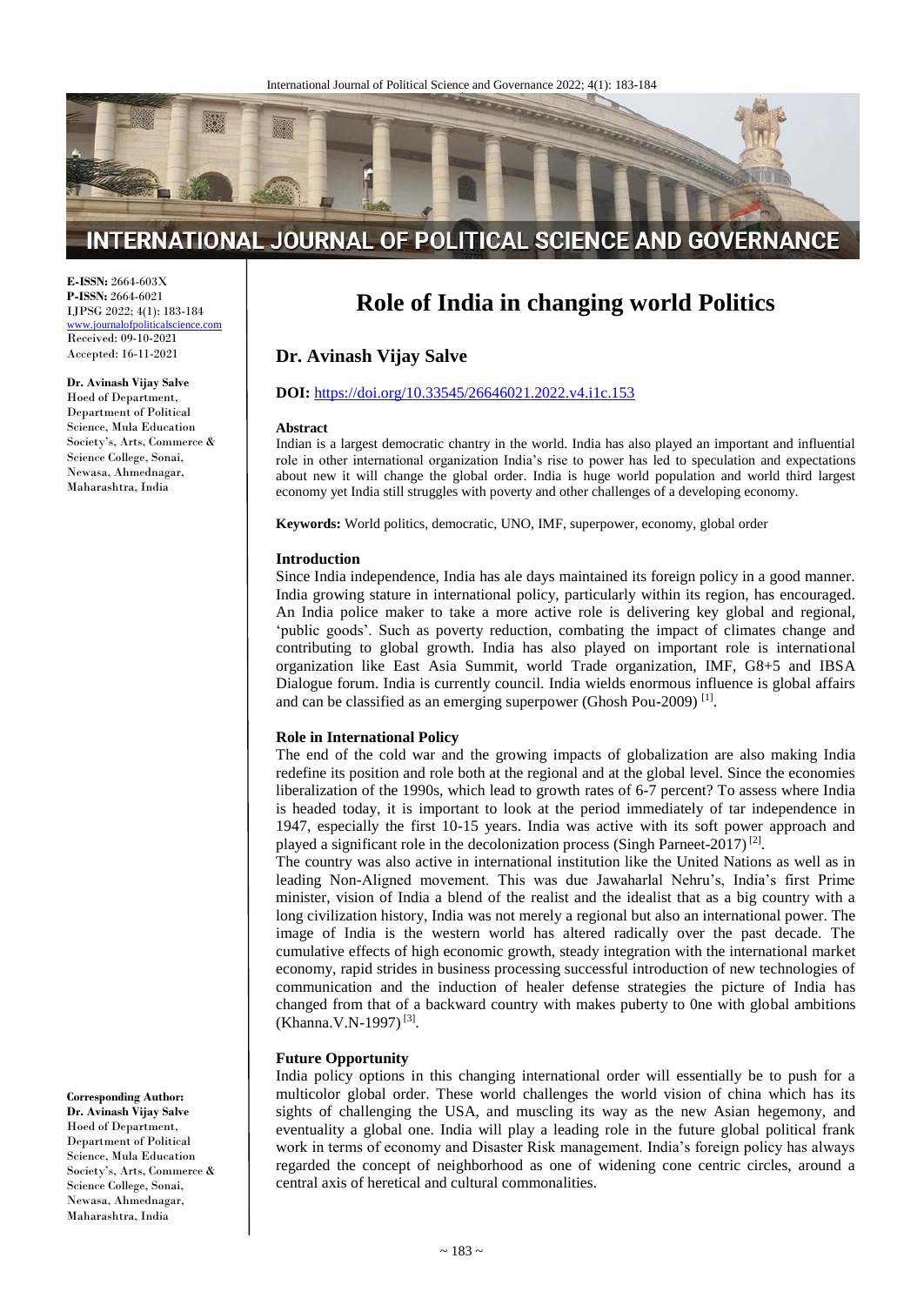**E-ISSN:** 2664-603X
**P-ISSN:** 2664-6021
IJPSG 2022; 4(1): 183-184
www.journalofpoliticalscience.com
Received: 09-10-2021
Accepted: 16-11-2021

**Dr. Avinash Vijay Salve**
Hoed of Department, Department of Political Science, Mula Education Society's, Arts, Commerce & Science College, Sonai, Newasa, Ahmednagar, Maharashtra, India

**Corresponding Author:**
**Dr. Avinash Vijay Salve**
Hoed of Department, Department of Political Science, Mula Education Society's, Arts, Commerce & Science College, Sonai, Newasa, Ahmednagar, Maharashtra, India

# Role of India in changing world Politics

## Dr. Avinash Vijay Salve

**DOI:** https://doi.org/10.33545/26646021.2022.v4.i1c.153

**Abstract**

Indian is a largest democratic chantry in the world. India has also played an important and influential role in other international organization India's rise to power has led to speculation and expectations about new it will change the global order. India is huge world population and world third largest economy yet India still struggles with poverty and other challenges of a developing economy.

**Keywords:** World politics, democratic, UNO, IMF, superpower, economy, global order

### Introduction

Since India independence, India has ale days maintained its foreign policy in a good manner. India growing stature in international policy, particularly within its region, has encouraged. An India police maker to take a more active role is delivering key global and regional, 'public goods'. Such as poverty reduction, combating the impact of climates change and contributing to global growth. India has also played on important role is international organization like East Asia Summit, world Trade organization, IMF, G8+5 and IBSA Dialogue forum. India is currently council. India wields enormous influence is global affairs and can be classified as an emerging superpower (Ghosh Pou-2009) [1].

### Role in International Policy

The end of the cold war and the growing impacts of globalization are also making India redefine its position and role both at the regional and at the global level. Since the economies liberalization of the 1990s, which lead to growth rates of 6-7 percent? To assess where India is headed today, it is important to look at the period immediately of tar independence in 1947, especially the first 10-15 years. India was active with its soft power approach and played a significant role in the decolonization process (Singh Parneet-2017) [2].

The country was also active in international institution like the United Nations as well as in leading Non-Aligned movement. This was due Jawaharlal Nehru's, India's first Prime minister, vision of India a blend of the realist and the idealist that as a big country with a long civilization history, India was not merely a regional but also an international power. The image of India is the western world has altered radically over the past decade. The cumulative effects of high economic growth, steady integration with the international market economy, rapid strides in business processing successful introduction of new technologies of communication and the induction of healer defense strategies the picture of India has changed from that of a backward country with makes puberty to 0ne with global ambitions (Khanna.V.N-1997) [3].

### Future Opportunity

India policy options in this changing international order will essentially be to push for a multicolor global order. These world challenges the world vision of china which has its sights of challenging the USA, and muscling its way as the new Asian hegemony, and eventuality a global one. India will play a leading role in the future global political frank work in terms of economy and Disaster Risk management. India's foreign policy has always regarded the concept of neighborhood as one of widening cone centric circles, around a central axis of heretical and cultural commonalities.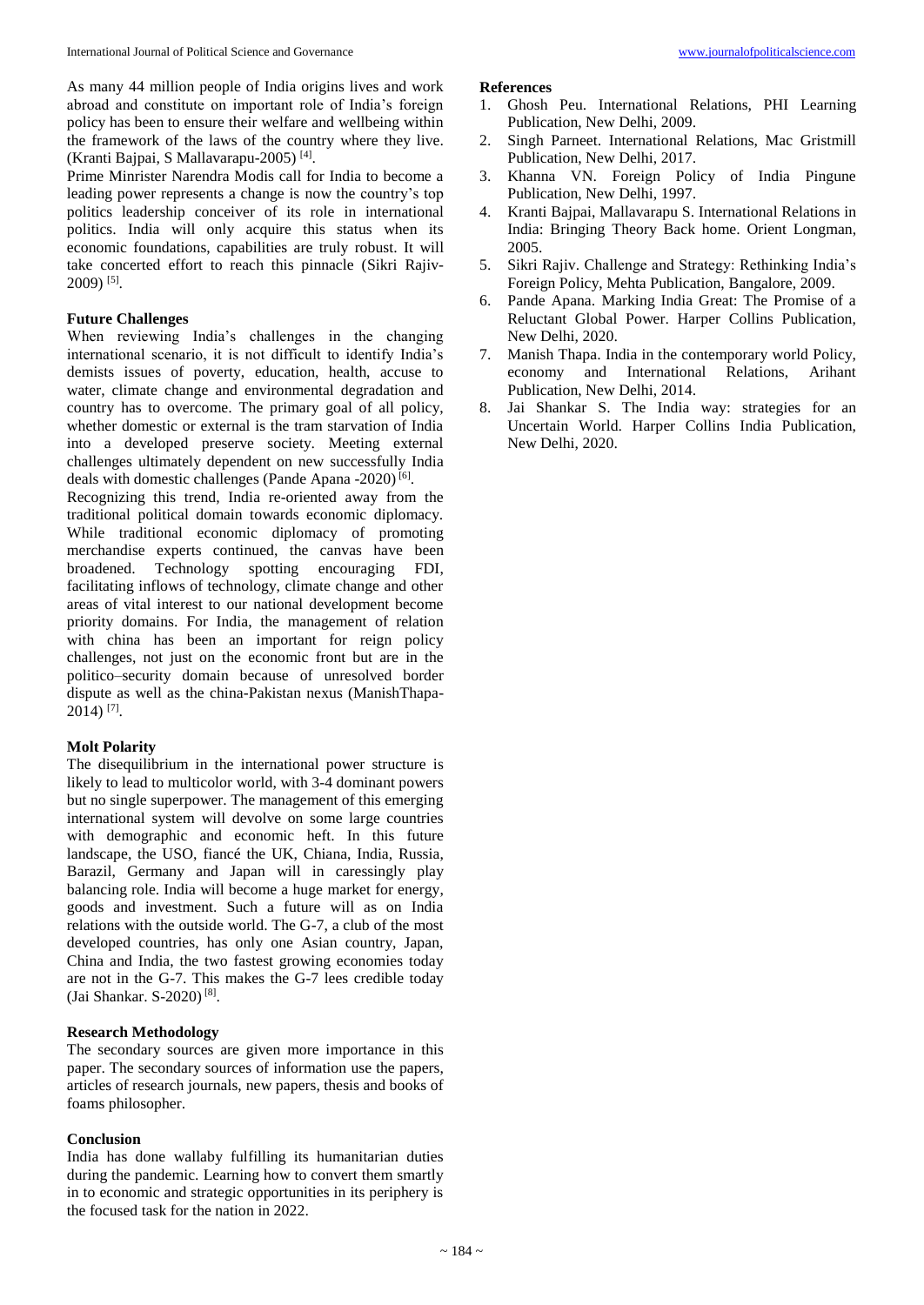As many 44 million people of India origins lives and work abroad and constitute on important role of India's foreign policy has been to ensure their welfare and wellbeing within the framework of the laws of the country where they live. (Kranti Bajpai, S Mallavarapu-2005) [4].

Prime Minrister Narendra Modis call for India to become a leading power represents a change is now the country's top politics leadership conceiver of its role in international politics. India will only acquire this status when its economic foundations, capabilities are truly robust. It will take concerted effort to reach this pinnacle (Sikri Rajiv-2009) [5].

## Future Challenges

When reviewing India's challenges in the changing international scenario, it is not difficult to identify India's demists issues of poverty, education, health, accuse to water, climate change and environmental degradation and country has to overcome. The primary goal of all policy, whether domestic or external is the tram starvation of India into a developed preserve society. Meeting external challenges ultimately dependent on new successfully India deals with domestic challenges (Pande Apana -2020) [6].

Recognizing this trend, India re-oriented away from the traditional political domain towards economic diplomacy. While traditional economic diplomacy of promoting merchandise experts continued, the canvas have been broadened. Technology spotting encouraging FDI, facilitating inflows of technology, climate change and other areas of vital interest to our national development become priority domains. For India, the management of relation with china has been an important for reign policy challenges, not just on the economic front but are in the politico–security domain because of unresolved border dispute as well as the china-Pakistan nexus (ManishThapa-2014) [7].

## Molt Polarity

The disequilibrium in the international power structure is likely to lead to multicolor world, with 3-4 dominant powers but no single superpower. The management of this emerging international system will devolve on some large countries with demographic and economic heft. In this future landscape, the USO, fiancé the UK, Chiana, India, Russia, Barazil, Germany and Japan will in caressingly play balancing role. India will become a huge market for energy, goods and investment. Such a future will as on India relations with the outside world. The G-7, a club of the most developed countries, has only one Asian country, Japan, China and India, the two fastest growing economies today are not in the G-7. This makes the G-7 lees credible today (Jai Shankar. S-2020) [8].

## Research Methodology

The secondary sources are given more importance in this paper. The secondary sources of information use the papers, articles of research journals, new papers, thesis and books of foams philosopher.

## Conclusion

India has done wallaby fulfilling its humanitarian duties during the pandemic. Learning how to convert them smartly in to economic and strategic opportunities in its periphery is the focused task for the nation in 2022.

## References

1. Ghosh Peu. International Relations, PHI Learning Publication, New Delhi, 2009.
2. Singh Parneet. International Relations, Mac Gristmill Publication, New Delhi, 2017.
3. Khanna VN. Foreign Policy of India Pingune Publication, New Delhi, 1997.
4. Kranti Bajpai, Mallavarapu S. International Relations in India: Bringing Theory Back home. Orient Longman, 2005.
5. Sikri Rajiv. Challenge and Strategy: Rethinking India's Foreign Policy, Mehta Publication, Bangalore, 2009.
6. Pande Apana. Marking India Great: The Promise of a Reluctant Global Power. Harper Collins Publication, New Delhi, 2020.
7. Manish Thapa. India in the contemporary world Policy, economy and International Relations, Arihant Publication, New Delhi, 2014.
8. Jai Shankar S. The India way: strategies for an Uncertain World. Harper Collins India Publication, New Delhi, 2020.